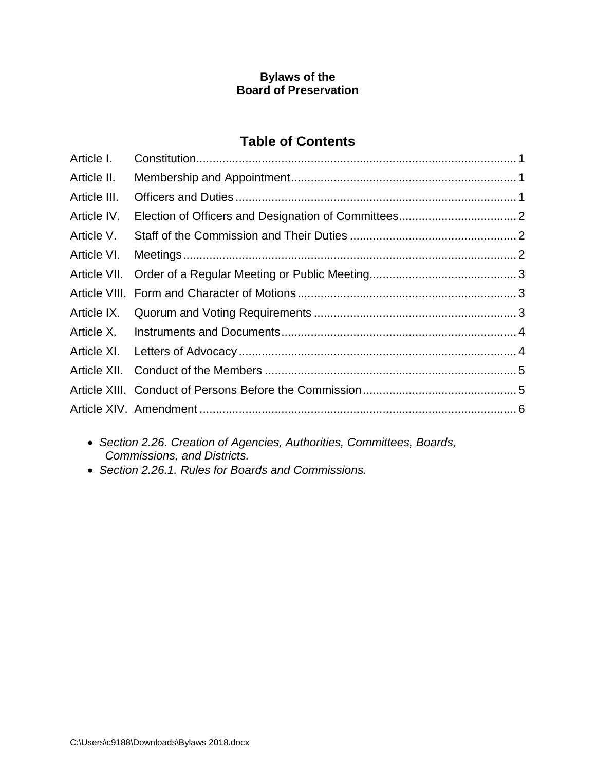**Bylaws of the**
**Board of Preservation**

## Table of Contents

| | | |
|---|---|---|
| Article I. | Constitution | 1 |
| Article II. | Membership and Appointment | 1 |
| Article III. | Officers and Duties | 1 |
| Article IV. | Election of Officers and Designation of Committees | 2 |
| Article V. | Staff of the Commission and Their Duties | 2 |
| Article VI. | Meetings | 2 |
| Article VII. | Order of a Regular Meeting or Public Meeting | 3 |
| Article VIII. | Form and Character of Motions | 3 |
| Article IX. | Quorum and Voting Requirements | 3 |
| Article X. | Instruments and Documents | 4 |
| Article XI. | Letters of Advocacy | 4 |
| Article XII. | Conduct of the Members | 5 |
| Article XIII. | Conduct of Persons Before the Commission | 5 |
| Article XIV. | Amendment | 6 |

- *Section 2.26. Creation of Agencies, Authorities, Committees, Boards, Commissions, and Districts.*
- *Section 2.26.1. Rules for Boards and Commissions.*

C:\Users\c9188\Downloads\Bylaws 2018.docx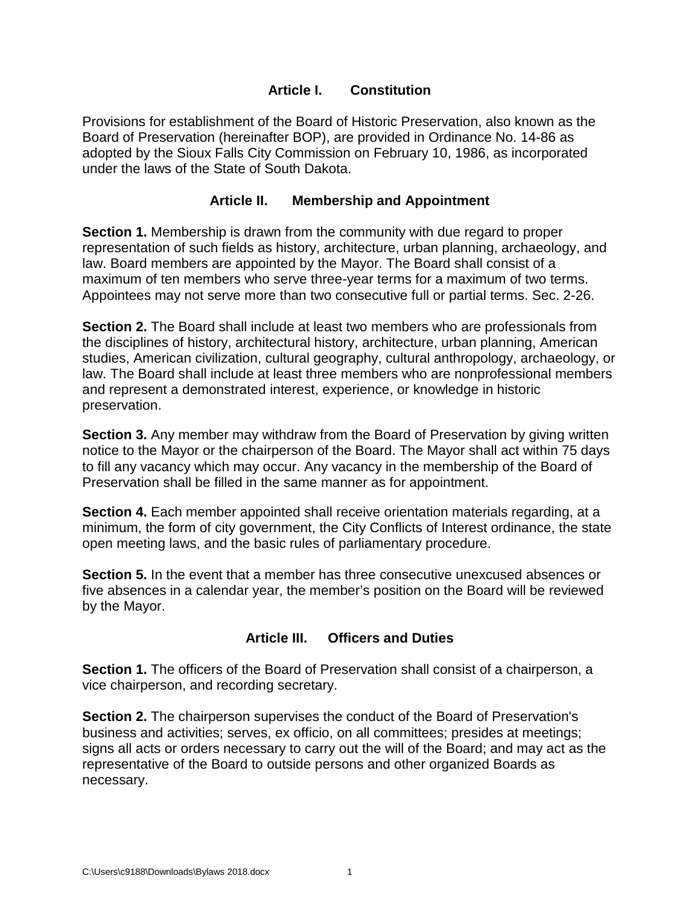## Article I. Constitution

Provisions for establishment of the Board of Historic Preservation, also known as the Board of Preservation (hereinafter BOP), are provided in Ordinance No. 14-86 as adopted by the Sioux Falls City Commission on February 10, 1986, as incorporated under the laws of the State of South Dakota.

## Article II. Membership and Appointment

**Section 1.** Membership is drawn from the community with due regard to proper representation of such fields as history, architecture, urban planning, archaeology, and law. Board members are appointed by the Mayor. The Board shall consist of a maximum of ten members who serve three-year terms for a maximum of two terms. Appointees may not serve more than two consecutive full or partial terms. Sec. 2-26.

**Section 2.** The Board shall include at least two members who are professionals from the disciplines of history, architectural history, architecture, urban planning, American studies, American civilization, cultural geography, cultural anthropology, archaeology, or law. The Board shall include at least three members who are nonprofessional members and represent a demonstrated interest, experience, or knowledge in historic preservation.

**Section 3.** Any member may withdraw from the Board of Preservation by giving written notice to the Mayor or the chairperson of the Board. The Mayor shall act within 75 days to fill any vacancy which may occur. Any vacancy in the membership of the Board of Preservation shall be filled in the same manner as for appointment.

**Section 4.** Each member appointed shall receive orientation materials regarding, at a minimum, the form of city government, the City Conflicts of Interest ordinance, the state open meeting laws, and the basic rules of parliamentary procedure.

**Section 5.** In the event that a member has three consecutive unexcused absences or five absences in a calendar year, the member's position on the Board will be reviewed by the Mayor.

## Article III. Officers and Duties

**Section 1.** The officers of the Board of Preservation shall consist of a chairperson, a vice chairperson, and recording secretary.

**Section 2.** The chairperson supervises the conduct of the Board of Preservation's business and activities; serves, ex officio, on all committees; presides at meetings; signs all acts or orders necessary to carry out the will of the Board; and may act as the representative of the Board to outside persons and other organized Boards as necessary.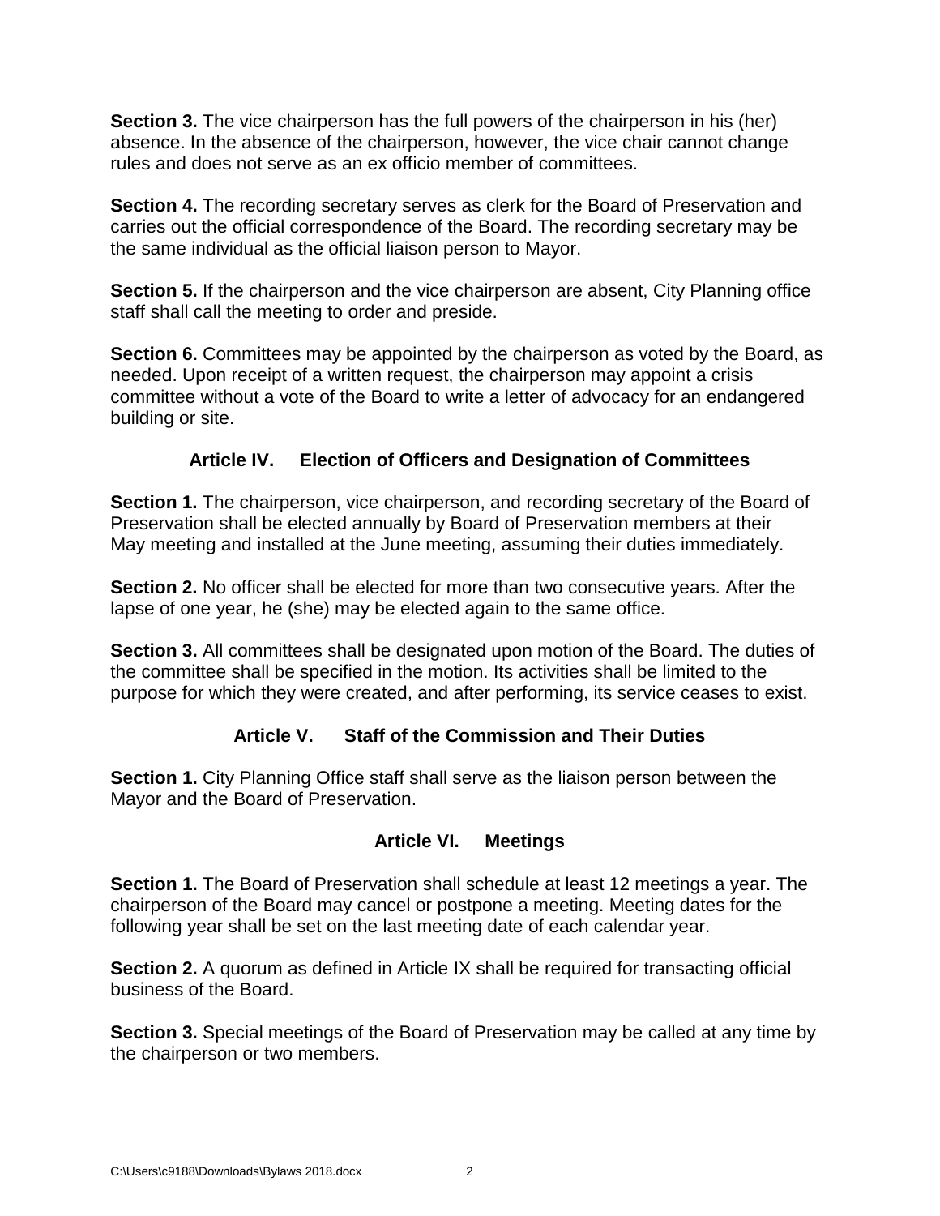**Section 3.** The vice chairperson has the full powers of the chairperson in his (her) absence. In the absence of the chairperson, however, the vice chair cannot change rules and does not serve as an ex officio member of committees.

**Section 4.** The recording secretary serves as clerk for the Board of Preservation and carries out the official correspondence of the Board. The recording secretary may be the same individual as the official liaison person to Mayor.

**Section 5.** If the chairperson and the vice chairperson are absent, City Planning office staff shall call the meeting to order and preside.

**Section 6.** Committees may be appointed by the chairperson as voted by the Board, as needed. Upon receipt of a written request, the chairperson may appoint a crisis committee without a vote of the Board to write a letter of advocacy for an endangered building or site.

## Article IV. Election of Officers and Designation of Committees

**Section 1.** The chairperson, vice chairperson, and recording secretary of the Board of Preservation shall be elected annually by Board of Preservation members at their May meeting and installed at the June meeting, assuming their duties immediately.

**Section 2.** No officer shall be elected for more than two consecutive years. After the lapse of one year, he (she) may be elected again to the same office.

**Section 3.** All committees shall be designated upon motion of the Board. The duties of the committee shall be specified in the motion. Its activities shall be limited to the purpose for which they were created, and after performing, its service ceases to exist.

## Article V. Staff of the Commission and Their Duties

**Section 1.** City Planning Office staff shall serve as the liaison person between the Mayor and the Board of Preservation.

## Article VI. Meetings

**Section 1.** The Board of Preservation shall schedule at least 12 meetings a year. The chairperson of the Board may cancel or postpone a meeting. Meeting dates for the following year shall be set on the last meeting date of each calendar year.

**Section 2.** A quorum as defined in Article IX shall be required for transacting official business of the Board.

**Section 3.** Special meetings of the Board of Preservation may be called at any time by the chairperson or two members.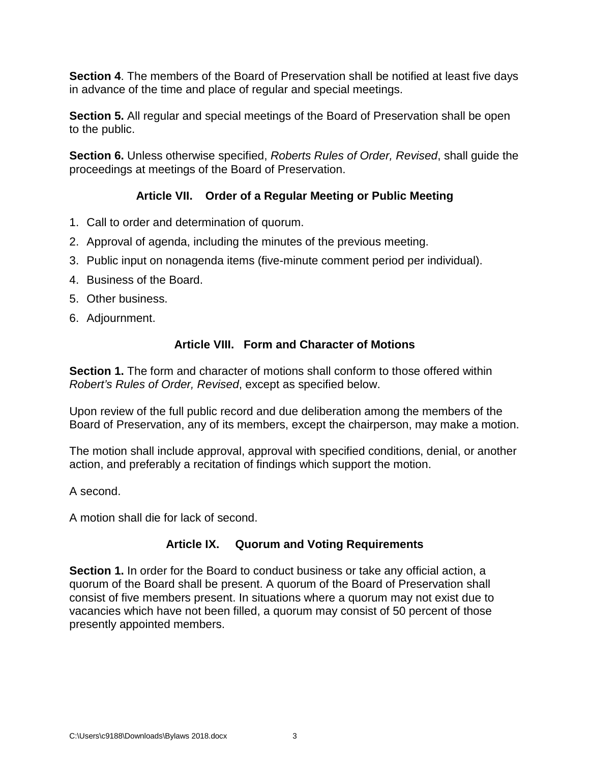**Section 4**. The members of the Board of Preservation shall be notified at least five days in advance of the time and place of regular and special meetings.

**Section 5.** All regular and special meetings of the Board of Preservation shall be open to the public.

**Section 6.** Unless otherwise specified, *Roberts Rules of Order, Revised*, shall guide the proceedings at meetings of the Board of Preservation.

## Article VII. Order of a Regular Meeting or Public Meeting

1. Call to order and determination of quorum.
2. Approval of agenda, including the minutes of the previous meeting.
3. Public input on nonagenda items (five-minute comment period per individual).
4. Business of the Board.
5. Other business.
6. Adjournment.

## Article VIII. Form and Character of Motions

**Section 1.** The form and character of motions shall conform to those offered within *Robert's Rules of Order, Revised*, except as specified below.

Upon review of the full public record and due deliberation among the members of the Board of Preservation, any of its members, except the chairperson, may make a motion.

The motion shall include approval, approval with specified conditions, denial, or another action, and preferably a recitation of findings which support the motion.

A second.

A motion shall die for lack of second.

## Article IX. Quorum and Voting Requirements

**Section 1.** In order for the Board to conduct business or take any official action, a quorum of the Board shall be present. A quorum of the Board of Preservation shall consist of five members present. In situations where a quorum may not exist due to vacancies which have not been filled, a quorum may consist of 50 percent of those presently appointed members.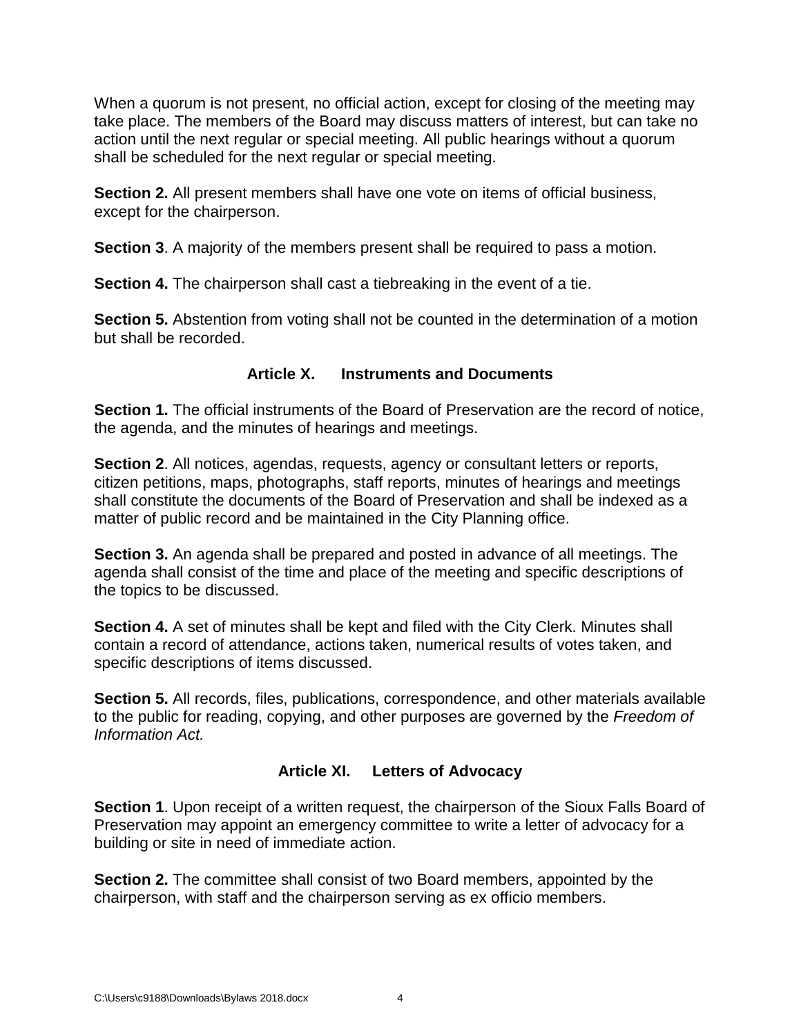When a quorum is not present, no official action, except for closing of the meeting may take place. The members of the Board may discuss matters of interest, but can take no action until the next regular or special meeting. All public hearings without a quorum shall be scheduled for the next regular or special meeting.

**Section 2.** All present members shall have one vote on items of official business, except for the chairperson.

**Section 3**. A majority of the members present shall be required to pass a motion.

**Section 4.** The chairperson shall cast a tiebreaking in the event of a tie.

**Section 5.** Abstention from voting shall not be counted in the determination of a motion but shall be recorded.

## Article X. Instruments and Documents

**Section 1.** The official instruments of the Board of Preservation are the record of notice, the agenda, and the minutes of hearings and meetings.

**Section 2**. All notices, agendas, requests, agency or consultant letters or reports, citizen petitions, maps, photographs, staff reports, minutes of hearings and meetings shall constitute the documents of the Board of Preservation and shall be indexed as a matter of public record and be maintained in the City Planning office.

**Section 3.** An agenda shall be prepared and posted in advance of all meetings. The agenda shall consist of the time and place of the meeting and specific descriptions of the topics to be discussed.

**Section 4.** A set of minutes shall be kept and filed with the City Clerk. Minutes shall contain a record of attendance, actions taken, numerical results of votes taken, and specific descriptions of items discussed.

**Section 5.** All records, files, publications, correspondence, and other materials available to the public for reading, copying, and other purposes are governed by the *Freedom of Information Act.*

## Article XI. Letters of Advocacy

**Section 1**. Upon receipt of a written request, the chairperson of the Sioux Falls Board of Preservation may appoint an emergency committee to write a letter of advocacy for a building or site in need of immediate action.

**Section 2.** The committee shall consist of two Board members, appointed by the chairperson, with staff and the chairperson serving as ex officio members.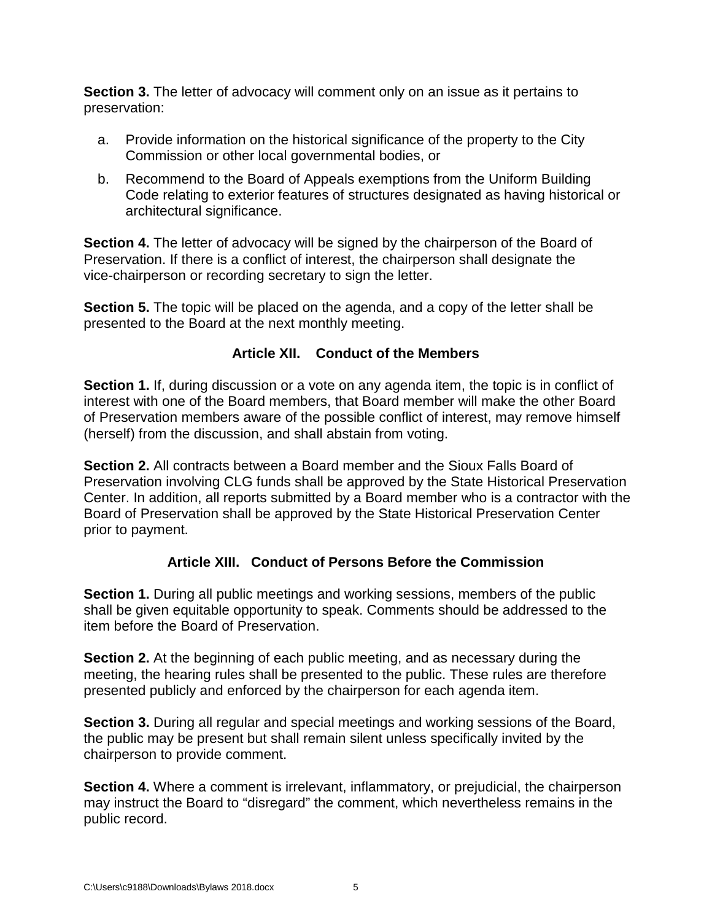**Section 3.** The letter of advocacy will comment only on an issue as it pertains to preservation:

a. Provide information on the historical significance of the property to the City Commission or other local governmental bodies, or

b. Recommend to the Board of Appeals exemptions from the Uniform Building Code relating to exterior features of structures designated as having historical or architectural significance.

**Section 4.** The letter of advocacy will be signed by the chairperson of the Board of Preservation. If there is a conflict of interest, the chairperson shall designate the vice-chairperson or recording secretary to sign the letter.

**Section 5.** The topic will be placed on the agenda, and a copy of the letter shall be presented to the Board at the next monthly meeting.

## Article XII. Conduct of the Members

**Section 1.** If, during discussion or a vote on any agenda item, the topic is in conflict of interest with one of the Board members, that Board member will make the other Board of Preservation members aware of the possible conflict of interest, may remove himself (herself) from the discussion, and shall abstain from voting.

**Section 2.** All contracts between a Board member and the Sioux Falls Board of Preservation involving CLG funds shall be approved by the State Historical Preservation Center. In addition, all reports submitted by a Board member who is a contractor with the Board of Preservation shall be approved by the State Historical Preservation Center prior to payment.

## Article XIII. Conduct of Persons Before the Commission

**Section 1.** During all public meetings and working sessions, members of the public shall be given equitable opportunity to speak. Comments should be addressed to the item before the Board of Preservation.

**Section 2.** At the beginning of each public meeting, and as necessary during the meeting, the hearing rules shall be presented to the public. These rules are therefore presented publicly and enforced by the chairperson for each agenda item.

**Section 3.** During all regular and special meetings and working sessions of the Board, the public may be present but shall remain silent unless specifically invited by the chairperson to provide comment.

**Section 4.** Where a comment is irrelevant, inflammatory, or prejudicial, the chairperson may instruct the Board to "disregard" the comment, which nevertheless remains in the public record.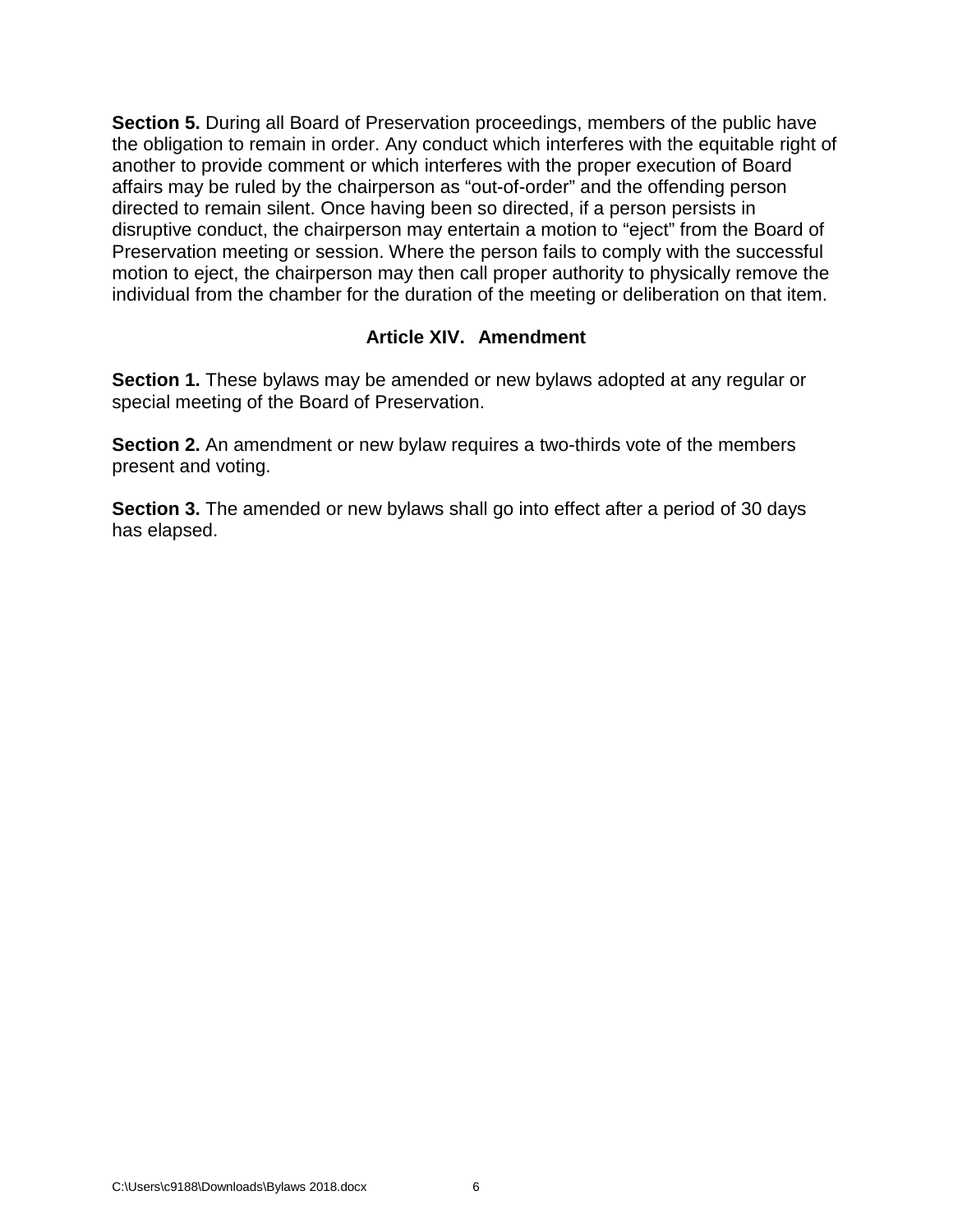**Section 5.** During all Board of Preservation proceedings, members of the public have the obligation to remain in order. Any conduct which interferes with the equitable right of another to provide comment or which interferes with the proper execution of Board affairs may be ruled by the chairperson as "out-of-order" and the offending person directed to remain silent. Once having been so directed, if a person persists in disruptive conduct, the chairperson may entertain a motion to "eject" from the Board of Preservation meeting or session. Where the person fails to comply with the successful motion to eject, the chairperson may then call proper authority to physically remove the individual from the chamber for the duration of the meeting or deliberation on that item.

## Article XIV. Amendment

**Section 1.** These bylaws may be amended or new bylaws adopted at any regular or special meeting of the Board of Preservation.

**Section 2.** An amendment or new bylaw requires a two-thirds vote of the members present and voting.

**Section 3.** The amended or new bylaws shall go into effect after a period of 30 days has elapsed.